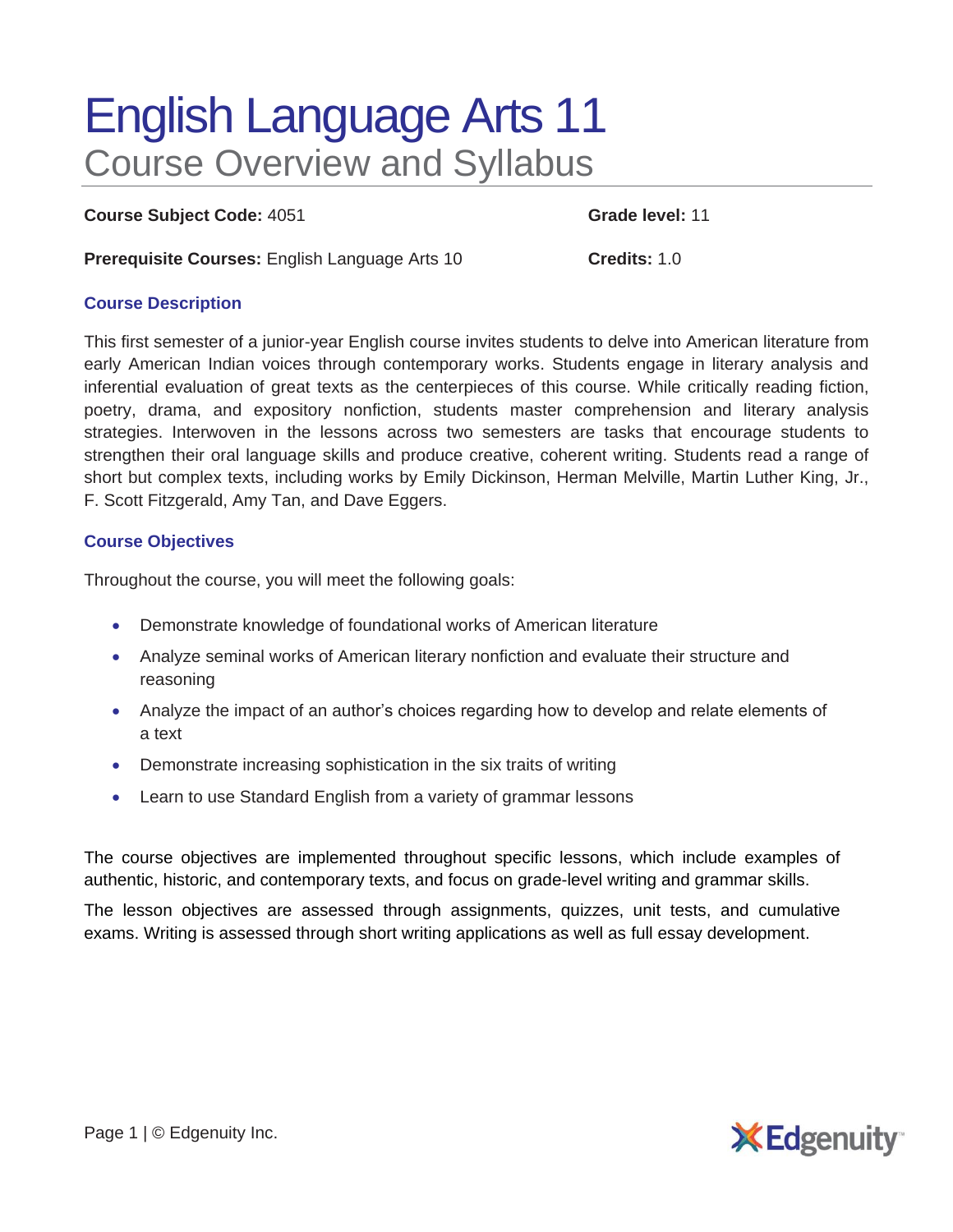# English Language Arts 11

## Course Overview and Syllabus

**Course Subject Code:** 4051

**Grade level:** 11

**Prerequisite Courses:** English Language Arts 10

**Credits:** 1.0

### Course Description

This first semester of a junior-year English course invites students to delve into American literature from early American Indian voices through contemporary works. Students engage in literary analysis and inferential evaluation of great texts as the centerpieces of this course. While critically reading fiction, poetry, drama, and expository nonfiction, students master comprehension and literary analysis strategies. Interwoven in the lessons across two semesters are tasks that encourage students to strengthen their oral language skills and produce creative, coherent writing. Students read a range of short but complex texts, including works by Emily Dickinson, Herman Melville, Martin Luther King, Jr., F. Scott Fitzgerald, Amy Tan, and Dave Eggers.

### Course Objectives

Throughout the course, you will meet the following goals:

- Demonstrate knowledge of foundational works of American literature
- Analyze seminal works of American literary nonfiction and evaluate their structure and reasoning
- Analyze the impact of an author's choices regarding how to develop and relate elements of a text
- Demonstrate increasing sophistication in the six traits of writing
- Learn to use Standard English from a variety of grammar lessons

The course objectives are implemented throughout specific lessons, which include examples of authentic, historic, and contemporary texts, and focus on grade-level writing and grammar skills.

The lesson objectives are assessed through assignments, quizzes, unit tests, and cumulative exams. Writing is assessed through short writing applications as well as full essay development.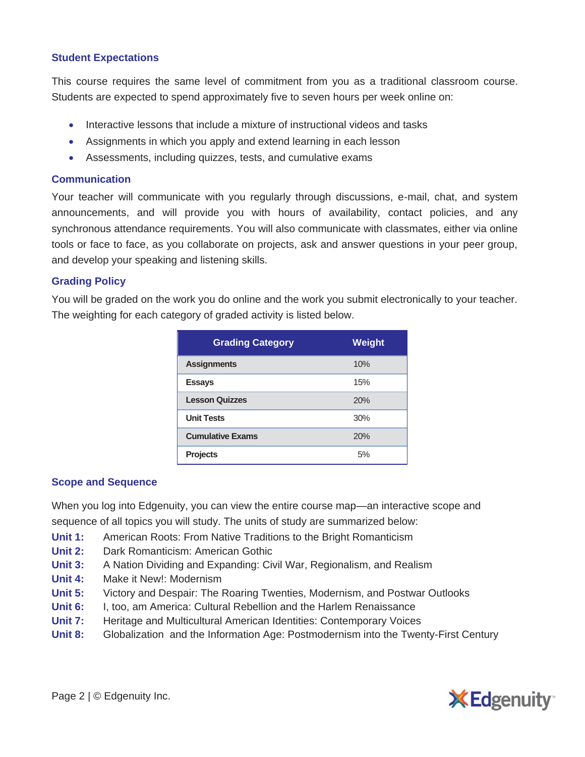## Student Expectations

This course requires the same level of commitment from you as a traditional classroom course. Students are expected to spend approximately five to seven hours per week online on:

- Interactive lessons that include a mixture of instructional videos and tasks
- Assignments in which you apply and extend learning in each lesson
- Assessments, including quizzes, tests, and cumulative exams

## Communication

Your teacher will communicate with you regularly through discussions, e-mail, chat, and system announcements, and will provide you with hours of availability, contact policies, and any synchronous attendance requirements. You will also communicate with classmates, either via online tools or face to face, as you collaborate on projects, ask and answer questions in your peer group, and develop your speaking and listening skills.

## Grading Policy

You will be graded on the work you do online and the work you submit electronically to your teacher. The weighting for each category of graded activity is listed below.

| Grading Category | Weight |
|---|---|
| **Assignments** | 10% |
| **Essays** | 15% |
| **Lesson Quizzes** | 20% |
| **Unit Tests** | 30% |
| **Cumulative Exams** | 20% |
| **Projects** | 5% |

## Scope and Sequence

When you log into Edgenuity, you can view the entire course map—an interactive scope and sequence of all topics you will study. The units of study are summarized below:

**Unit 1:** American Roots: From Native Traditions to the Bright Romanticism
**Unit 2:** Dark Romanticism: American Gothic
**Unit 3:** A Nation Dividing and Expanding: Civil War, Regionalism, and Realism
**Unit 4:** Make it New!: Modernism
**Unit 5:** Victory and Despair: The Roaring Twenties, Modernism, and Postwar Outlooks
**Unit 6:** I, too, am America: Cultural Rebellion and the Harlem Renaissance
**Unit 7:** Heritage and Multicultural American Identities: Contemporary Voices
**Unit 8:** Globalization and the Information Age: Postmodernism into the Twenty-First Century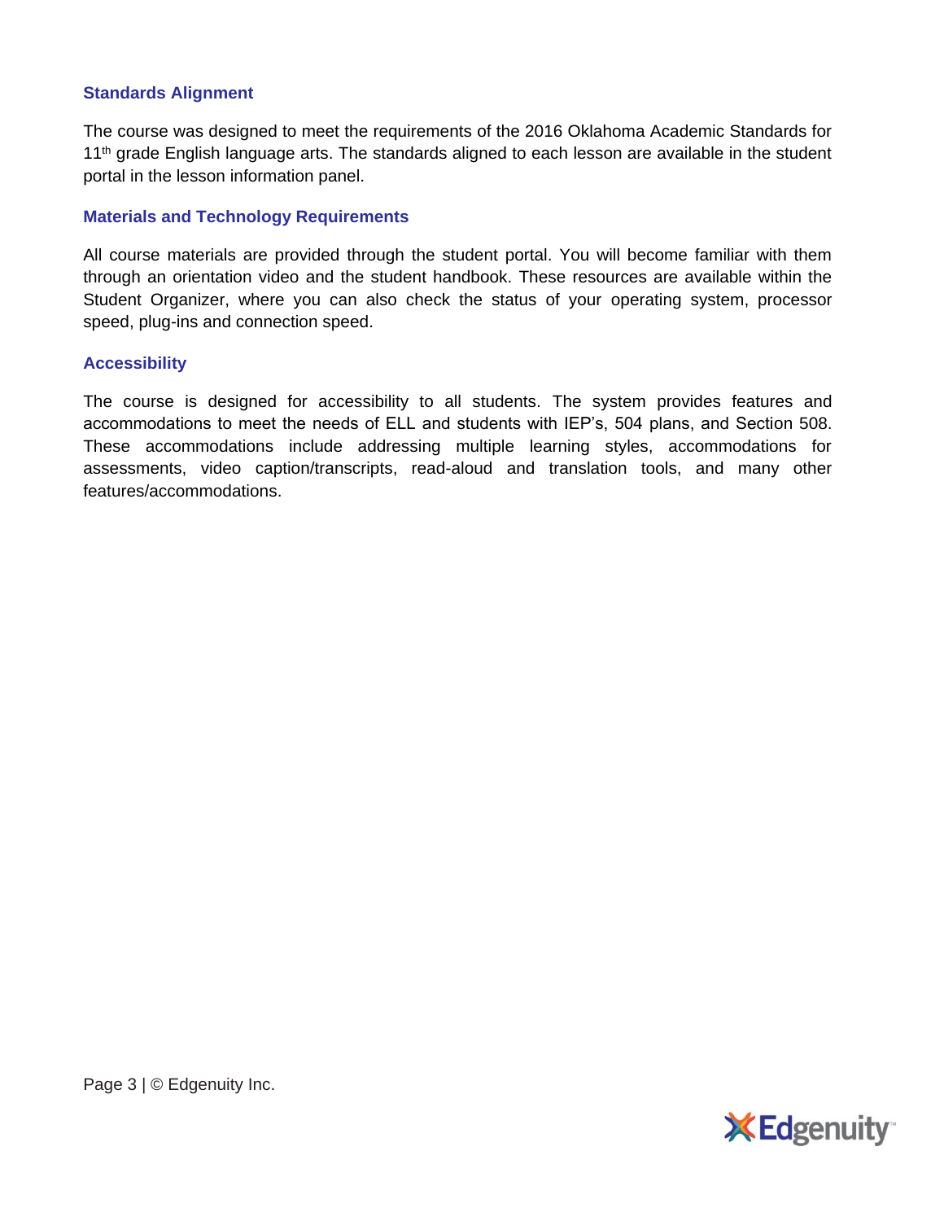### Standards Alignment

The course was designed to meet the requirements of the 2016 Oklahoma Academic Standards for 11th grade English language arts. The standards aligned to each lesson are available in the student portal in the lesson information panel.

### Materials and Technology Requirements

All course materials are provided through the student portal. You will become familiar with them through an orientation video and the student handbook. These resources are available within the Student Organizer, where you can also check the status of your operating system, processor speed, plug-ins and connection speed.

### Accessibility

The course is designed for accessibility to all students. The system provides features and accommodations to meet the needs of ELL and students with IEP's, 504 plans, and Section 508. These accommodations include addressing multiple learning styles, accommodations for assessments, video caption/transcripts, read-aloud and translation tools, and many other features/accommodations.